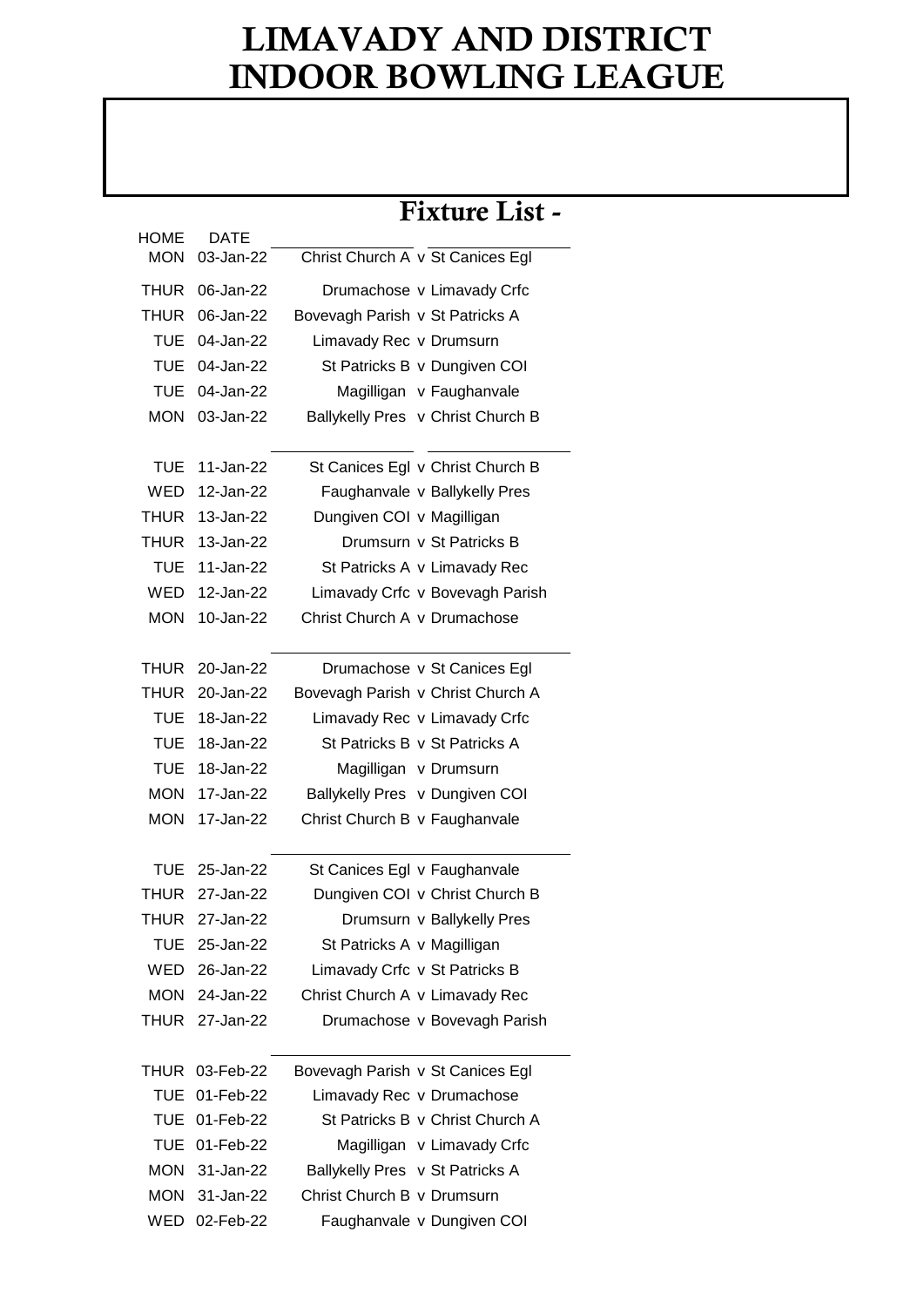# LIMAVADY AND DISTRICT INDOOR BOWLING LEAGUE

## Fixture List -

| HOME | DATE | | | |
|---|---|---|---|---|
| MON | 03-Jan-22 | Christ Church A | v | St Canices Egl |
| THUR | 06-Jan-22 | Drumachose | v | Limavady Crfc |
| THUR | 06-Jan-22 | Bovevagh Parish | v | St Patricks A |
| TUE | 04-Jan-22 | Limavady Rec | v | Drumsurn |
| TUE | 04-Jan-22 | St Patricks B | v | Dungiven COI |
| TUE | 04-Jan-22 | Magilligan | v | Faughanvale |
| MON | 03-Jan-22 | Ballykelly Pres | v | Christ Church B |
| | | | | |
| TUE | 11-Jan-22 | St Canices Egl | v | Christ Church B |
| WED | 12-Jan-22 | Faughanvale | v | Ballykelly Pres |
| THUR | 13-Jan-22 | Dungiven COI | v | Magilligan |
| THUR | 13-Jan-22 | Drumsurn | v | St Patricks B |
| TUE | 11-Jan-22 | St Patricks A | v | Limavady Rec |
| WED | 12-Jan-22 | Limavady Crfc | v | Bovevagh Parish |
| MON | 10-Jan-22 | Christ Church A | v | Drumachose |
| | | | | |
| THUR | 20-Jan-22 | Drumachose | v | St Canices Egl |
| THUR | 20-Jan-22 | Bovevagh Parish | v | Christ Church A |
| TUE | 18-Jan-22 | Limavady Rec | v | Limavady Crfc |
| TUE | 18-Jan-22 | St Patricks B | v | St Patricks A |
| TUE | 18-Jan-22 | Magilligan | v | Drumsurn |
| MON | 17-Jan-22 | Ballykelly Pres | v | Dungiven COI |
| MON | 17-Jan-22 | Christ Church B | v | Faughanvale |
| | | | | |
| TUE | 25-Jan-22 | St Canices Egl | v | Faughanvale |
| THUR | 27-Jan-22 | Dungiven COI | v | Christ Church B |
| THUR | 27-Jan-22 | Drumsurn | v | Ballykelly Pres |
| TUE | 25-Jan-22 | St Patricks A | v | Magilligan |
| WED | 26-Jan-22 | Limavady Crfc | v | St Patricks B |
| MON | 24-Jan-22 | Christ Church A | v | Limavady Rec |
| THUR | 27-Jan-22 | Drumachose | v | Bovevagh Parish |
| | | | | |
| THUR | 03-Feb-22 | Bovevagh Parish | v | St Canices Egl |
| TUE | 01-Feb-22 | Limavady Rec | v | Drumachose |
| TUE | 01-Feb-22 | St Patricks B | v | Christ Church A |
| TUE | 01-Feb-22 | Magilligan | v | Limavady Crfc |
| MON | 31-Jan-22 | Ballykelly Pres | v | St Patricks A |
| MON | 31-Jan-22 | Christ Church B | v | Drumsurn |
| WED | 02-Feb-22 | Faughanvale | v | Dungiven COI |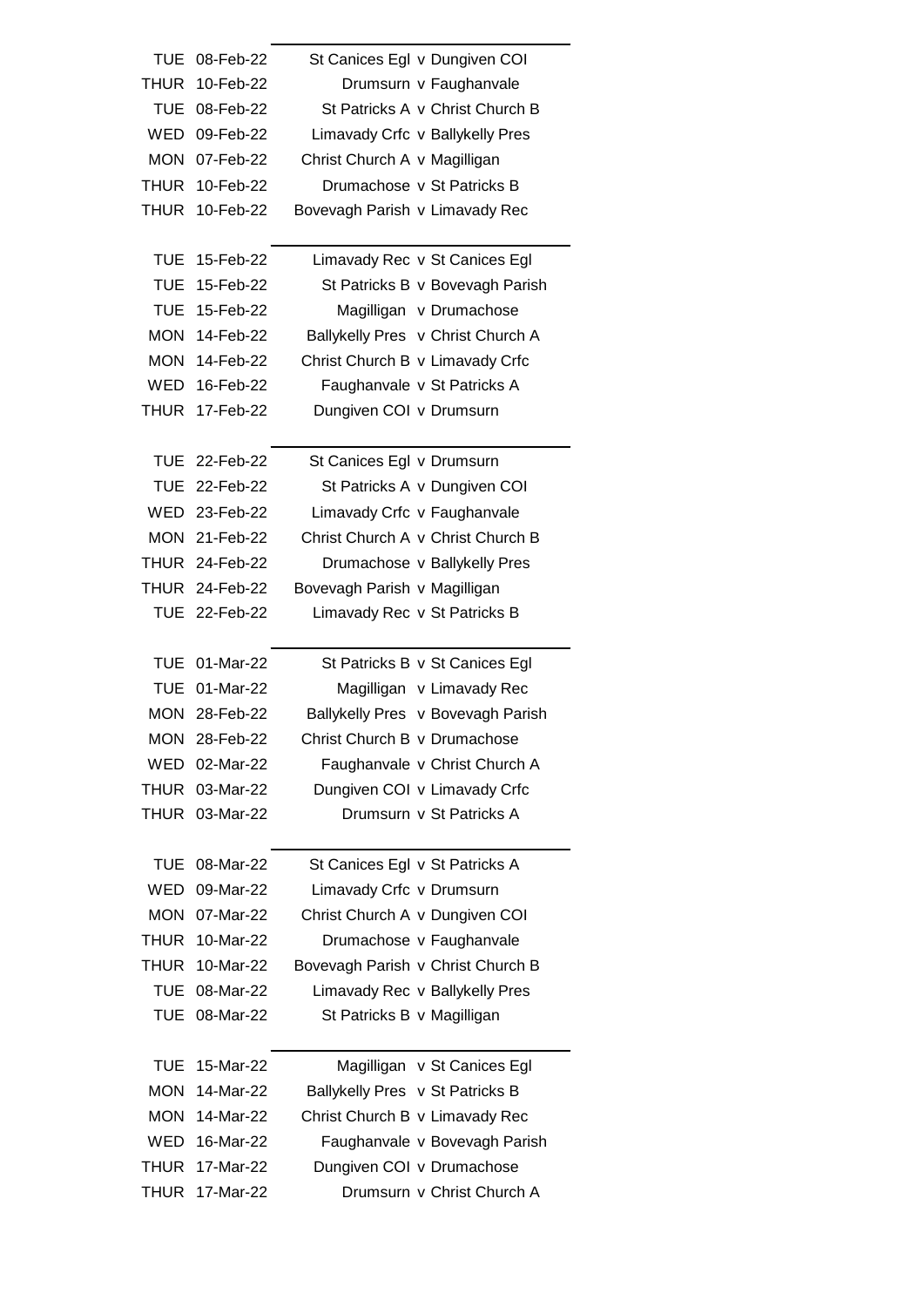| | | | | |
|---|---|---|---|---|
| TUE | 08-Feb-22 | St Canices Egl | v | Dungiven COI |
| THUR | 10-Feb-22 | Drumsurn | v | Faughanvale |
| TUE | 08-Feb-22 | St Patricks A | v | Christ Church B |
| WED | 09-Feb-22 | Limavady Crfc | v | Ballykelly Pres |
| MON | 07-Feb-22 | Christ Church A | v | Magilligan |
| THUR | 10-Feb-22 | Drumachose | v | St Patricks B |
| THUR | 10-Feb-22 | Bovevagh Parish | v | Limavady Rec |
| | | | | |
| TUE | 15-Feb-22 | Limavady Rec | v | St Canices Egl |
| TUE | 15-Feb-22 | St Patricks B | v | Bovevagh Parish |
| TUE | 15-Feb-22 | Magilligan | v | Drumachose |
| MON | 14-Feb-22 | Ballykelly Pres | v | Christ Church A |
| MON | 14-Feb-22 | Christ Church B | v | Limavady Crfc |
| WED | 16-Feb-22 | Faughanvale | v | St Patricks A |
| THUR | 17-Feb-22 | Dungiven COI | v | Drumsurn |
| | | | | |
| TUE | 22-Feb-22 | St Canices Egl | v | Drumsurn |
| TUE | 22-Feb-22 | St Patricks A | v | Dungiven COI |
| WED | 23-Feb-22 | Limavady Crfc | v | Faughanvale |
| MON | 21-Feb-22 | Christ Church A | v | Christ Church B |
| THUR | 24-Feb-22 | Drumachose | v | Ballykelly Pres |
| THUR | 24-Feb-22 | Bovevagh Parish | v | Magilligan |
| TUE | 22-Feb-22 | Limavady Rec | v | St Patricks B |
| | | | | |
| TUE | 01-Mar-22 | St Patricks B | v | St Canices Egl |
| TUE | 01-Mar-22 | Magilligan | v | Limavady Rec |
| MON | 28-Feb-22 | Ballykelly Pres | v | Bovevagh Parish |
| MON | 28-Feb-22 | Christ Church B | v | Drumachose |
| WED | 02-Mar-22 | Faughanvale | v | Christ Church A |
| THUR | 03-Mar-22 | Dungiven COI | v | Limavady Crfc |
| THUR | 03-Mar-22 | Drumsurn | v | St Patricks A |
| | | | | |
| TUE | 08-Mar-22 | St Canices Egl | v | St Patricks A |
| WED | 09-Mar-22 | Limavady Crfc | v | Drumsurn |
| MON | 07-Mar-22 | Christ Church A | v | Dungiven COI |
| THUR | 10-Mar-22 | Drumachose | v | Faughanvale |
| THUR | 10-Mar-22 | Bovevagh Parish | v | Christ Church B |
| TUE | 08-Mar-22 | Limavady Rec | v | Ballykelly Pres |
| TUE | 08-Mar-22 | St Patricks B | v | Magilligan |
| | | | | |
| TUE | 15-Mar-22 | Magilligan | v | St Canices Egl |
| MON | 14-Mar-22 | Ballykelly Pres | v | St Patricks B |
| MON | 14-Mar-22 | Christ Church B | v | Limavady Rec |
| WED | 16-Mar-22 | Faughanvale | v | Bovevagh Parish |
| THUR | 17-Mar-22 | Dungiven COI | v | Drumachose |
| THUR | 17-Mar-22 | Drumsurn | v | Christ Church A |